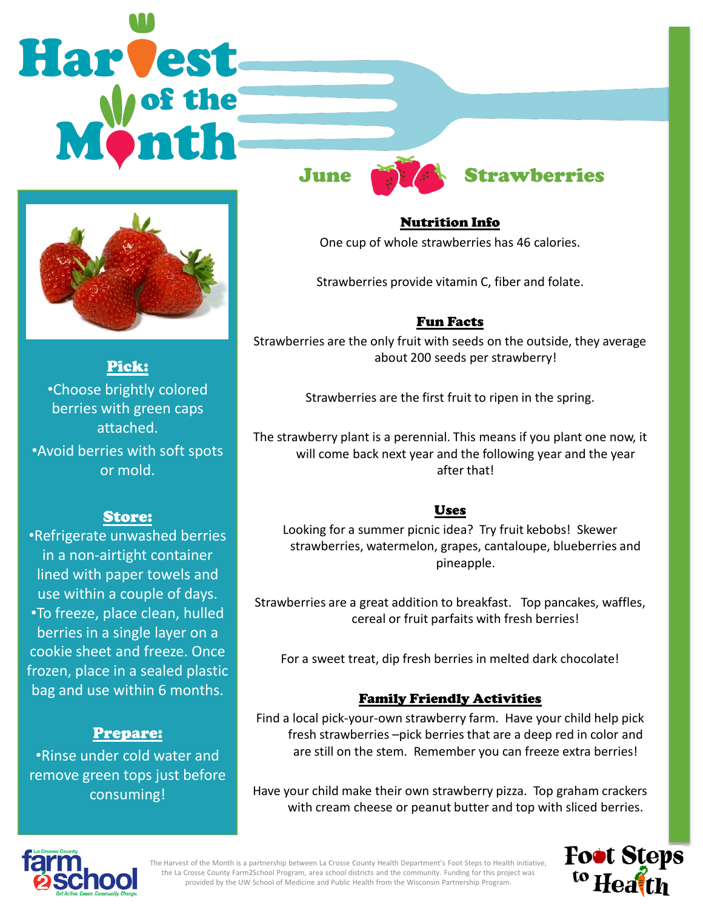# Harvest of the Month

## June Strawberries

### Pick:

- Choose brightly colored berries with green caps attached.
- Avoid berries with soft spots or mold.

### Store:

- Refrigerate unwashed berries in a non-airtight container lined with paper towels and use within a couple of days.
- To freeze, place clean, hulled berries in a single layer on a cookie sheet and freeze. Once frozen, place in a sealed plastic bag and use within 6 months.

### Prepare:

- Rinse under cold water and remove green tops just before consuming!

### Nutrition Info

One cup of whole strawberries has 46 calories.

Strawberries provide vitamin C, fiber and folate.

### Fun Facts

Strawberries are the only fruit with seeds on the outside, they average about 200 seeds per strawberry!

Strawberries are the first fruit to ripen in the spring.

The strawberry plant is a perennial. This means if you plant one now, it will come back next year and the following year and the year after that!

### Uses

Looking for a summer picnic idea? Try fruit kebobs! Skewer strawberries, watermelon, grapes, cantaloupe, blueberries and pineapple.

Strawberries are a great addition to breakfast. Top pancakes, waffles, cereal or fruit parfaits with fresh berries!

For a sweet treat, dip fresh berries in melted dark chocolate!

### Family Friendly Activities

Find a local pick-your-own strawberry farm. Have your child help pick fresh strawberries –pick berries that are a deep red in color and are still on the stem. Remember you can freeze extra berries!

Have your child make their own strawberry pizza. Top graham crackers with cream cheese or peanut butter and top with sliced berries.

La Crosse County farm2school — Get Active. Cause. Community. Change.

The Harvest of the Month is a partnership between La Crosse County Health Department's Foot Steps to Health initiative, the La Crosse County Farm2School Program, area school districts and the community. Funding for this project was provided by the UW School of Medicine and Public Health from the Wisconsin Partnership Program.

Foot Steps to Health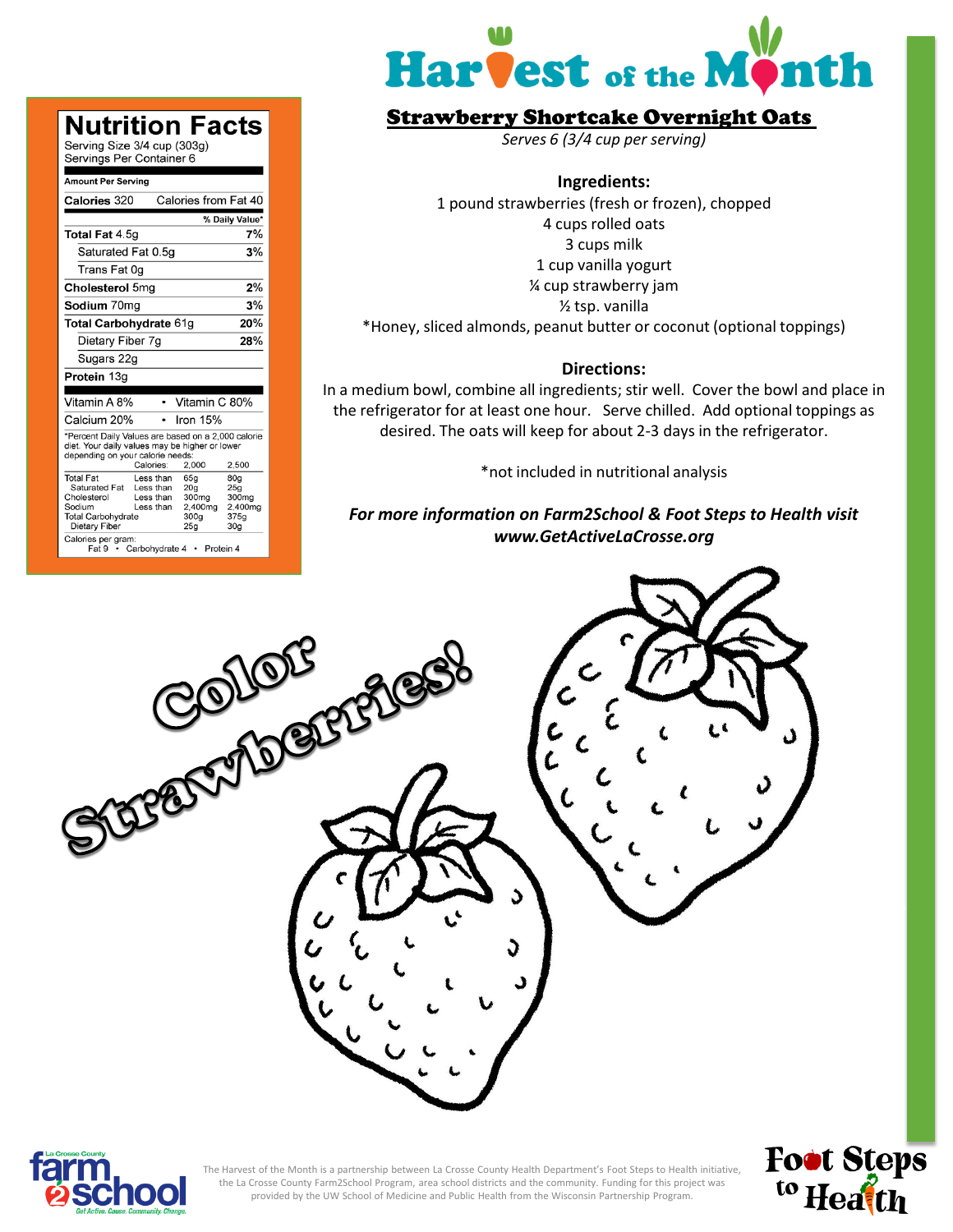# Harvest of the Month

## Strawberry Shortcake Overnight Oats

*Serves 6 (3/4 cup per serving)*

### Ingredients:

1 pound strawberries (fresh or frozen), chopped
4 cups rolled oats
3 cups milk
1 cup vanilla yogurt
¼ cup strawberry jam
½ tsp. vanilla
*Honey, sliced almonds, peanut butter or coconut (optional toppings)

### Directions:

In a medium bowl, combine all ingredients; stir well. Cover the bowl and place in the refrigerator for at least one hour. Serve chilled. Add optional toppings as desired. The oats will keep for about 2-3 days in the refrigerator.

*not included in nutritional analysis

***For more information on Farm2School & Foot Steps to Health visit www.GetActiveLaCrosse.org***

## Nutrition Facts

Serving Size 3/4 cup (303g)
Servings Per Container 6

| Amount Per Serving | |
|---|---|
| **Calories** 320 | Calories from Fat 40 |
| | **% Daily Value*** |
| **Total Fat** 4.5g | **7%** |
| Saturated Fat 0.5g | **3%** |
| Trans Fat 0g | |
| **Cholesterol** 5mg | **2%** |
| **Sodium** 70mg | **3%** |
| **Total Carbohydrate** 61g | **20%** |
| Dietary Fiber 7g | **28%** |
| Sugars 22g | |
| **Protein** 13g | |

| | |
|---|---|
| Vitamin A 8% | Vitamin C 80% |
| Calcium 20% | Iron 15% |

*Percent Daily Values are based on a 2,000 calorie diet. Your daily values may be higher or lower depending on your calorie needs:

| | | 2,000 | 2,500 |
|---|---|---|---|
| Calories: | | 2,000 | 2,500 |
| Total Fat | Less than | 65g | 80g |
| Saturated Fat | Less than | 20g | 25g |
| Cholesterol | Less than | 300mg | 300mg |
| Sodium | Less than | 2,400mg | 2,400mg |
| Total Carbohydrate | | 300g | 375g |
| Dietary Fiber | | 25g | 30g |

Calories per gram:
Fat 9 • Carbohydrate 4 • Protein 4

Color Strawberries!

The Harvest of the Month is a partnership between La Crosse County Health Department's Foot Steps to Health initiative, the La Crosse County Farm2School Program, area school districts and the community. Funding for this project was provided by the UW School of Medicine and Public Health from the Wisconsin Partnership Program.